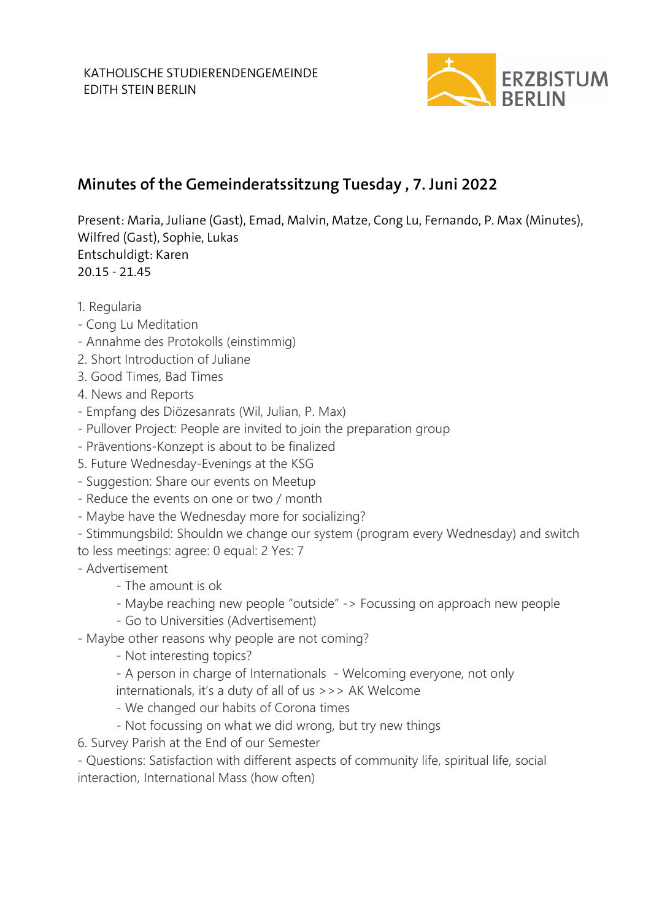KATHOLISCHE STUDIERENDENGEMEINDE
EDITH STEIN BERLIN

ERZBISTUM BERLIN

# Minutes of the Gemeinderatssitzung Tuesday , 7. Juni 2022

Present: Maria, Juliane (Gast), Emad, Malvin, Matze, Cong Lu, Fernando, P. Max (Minutes), Wilfred (Gast), Sophie, Lukas
Entschuldigt: Karen
20.15 - 21.45

1. Regularia
- Cong Lu Meditation
- Annahme des Protokolls (einstimmig)
2. Short Introduction of Juliane
3. Good Times, Bad Times
4. News and Reports
- Empfang des Diözesanrats (Wil, Julian, P. Max)
- Pullover Project: People are invited to join the preparation group
- Präventions-Konzept is about to be finalized
5. Future Wednesday-Evenings at the KSG
- Suggestion: Share our events on Meetup
- Reduce the events on one or two / month
- Maybe have the Wednesday more for socializing?
- Stimmungsbild: Shouldn we change our system (program every Wednesday) and switch to less meetings: agree: 0 equal: 2 Yes: 7
- Advertisement
    - The amount is ok
    - Maybe reaching new people "outside" -> Focussing on approach new people
    - Go to Universities (Advertisement)
- Maybe other reasons why people are not coming?
    - Not interesting topics?
    - A person in charge of Internationals - Welcoming everyone, not only internationals, it's a duty of all of us >>> AK Welcome
    - We changed our habits of Corona times
    - Not focussing on what we did wrong, but try new things
6. Survey Parish at the End of our Semester
- Questions: Satisfaction with different aspects of community life, spiritual life, social interaction, International Mass (how often)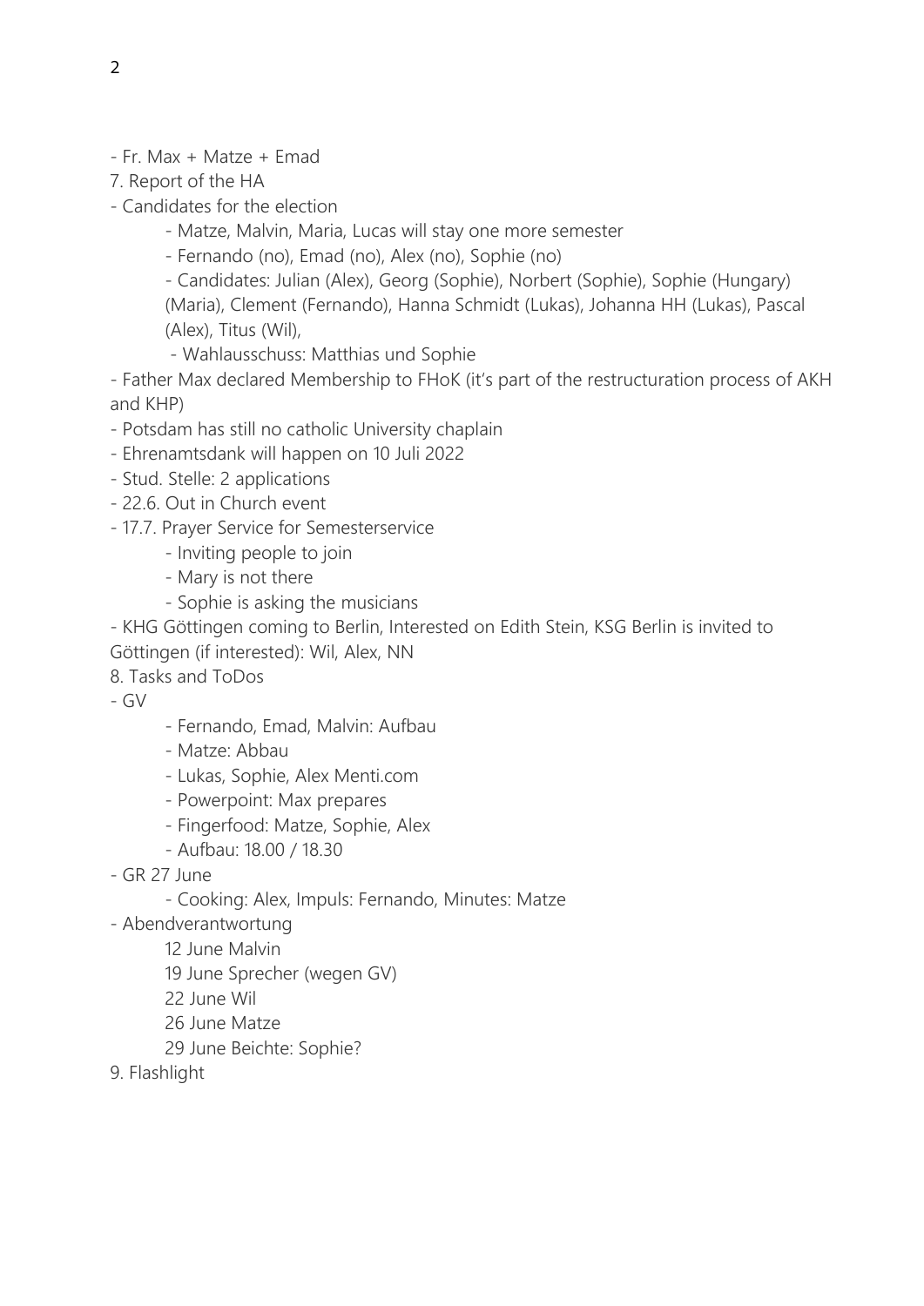- Fr. Max + Matze + Emad

7. Report of the HA

- Candidates for the election
    - Matze, Malvin, Maria, Lucas will stay one more semester
    - Fernando (no), Emad (no), Alex (no), Sophie (no)
    - Candidates: Julian (Alex), Georg (Sophie), Norbert (Sophie), Sophie (Hungary) (Maria), Clement (Fernando), Hanna Schmidt (Lukas), Johanna HH (Lukas), Pascal (Alex), Titus (Wil),
    - Wahlausschuss: Matthias und Sophie
- Father Max declared Membership to FHoK (it's part of the restructuration process of AKH and KHP)
- Potsdam has still no catholic University chaplain
- Ehrenamtsdank will happen on 10 Juli 2022
- Stud. Stelle: 2 applications
- 22.6. Out in Church event
- 17.7. Prayer Service for Semesterservice
    - Inviting people to join
    - Mary is not there
    - Sophie is asking the musicians
- KHG Göttingen coming to Berlin, Interested on Edith Stein, KSG Berlin is invited to Göttingen (if interested): Wil, Alex, NN

8. Tasks and ToDos

- GV
    - Fernando, Emad, Malvin: Aufbau
    - Matze: Abbau
    - Lukas, Sophie, Alex Menti.com
    - Powerpoint: Max prepares
    - Fingerfood: Matze, Sophie, Alex
    - Aufbau: 18.00 / 18.30
- GR 27 June
    - Cooking: Alex, Impuls: Fernando, Minutes: Matze
- Abendverantwortung

    12 June Malvin

    19 June Sprecher (wegen GV)

    22 June Wil

    26 June Matze

    29 June Beichte: Sophie?

9. Flashlight